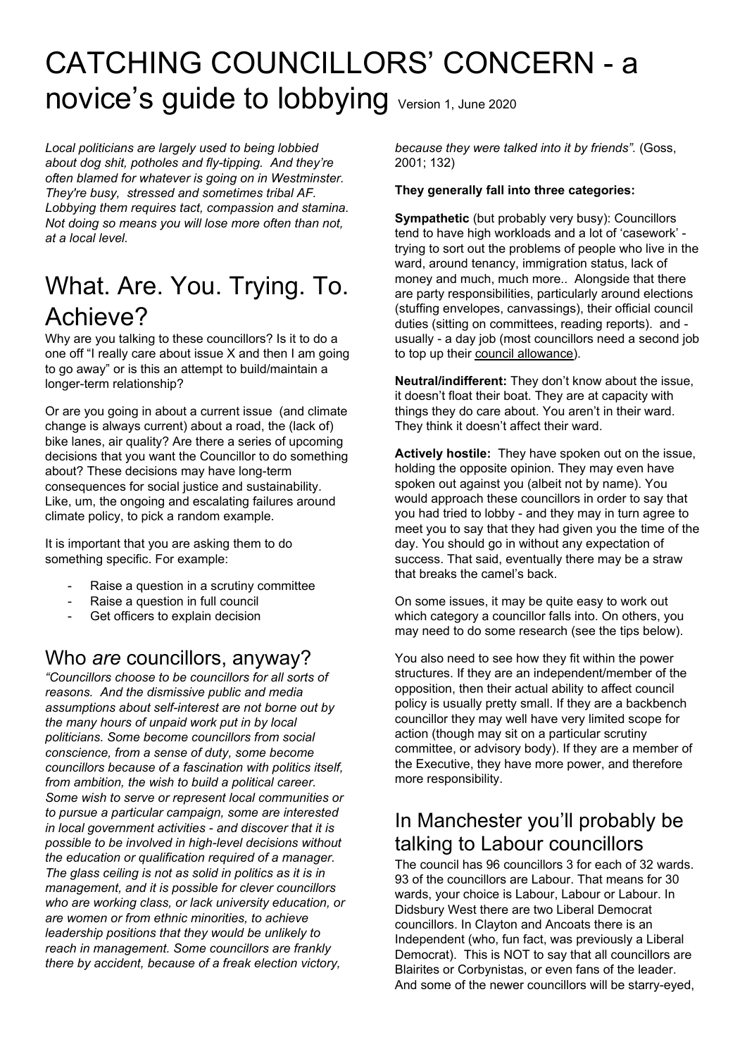# CATCHING COUNCILLORS' CONCERN - a novice's guide to lobbying Version 1, June 2020

*Local politicians are largely used to being lobbied about dog shit, potholes and fly-tipping. And they're often blamed for whatever is going on in Westminster. They're busy, stressed and sometimes tribal AF. Lobbying them requires tact, compassion and stamina. Not doing so means you will lose more often than not, at a local level.*

# What. Are. You. Trying. To. Achieve?

Why are you talking to these councillors? Is it to do a one off "I really care about issue X and then I am going to go away" or is this an attempt to build/maintain a longer-term relationship?

Or are you going in about a current issue (and climate change is always current) about a road, the (lack of) bike lanes, air quality? Are there a series of upcoming decisions that you want the Councillor to do something about? These decisions may have long-term consequences for social justice and sustainability. Like, um, the ongoing and escalating failures around climate policy, to pick a random example.

It is important that you are asking them to do something specific. For example:

- Raise a question in a scrutiny committee
- Raise a question in full council
- Get officers to explain decision

## Who *are* councillors, anyway?

*"Councillors choose to be councillors for all sorts of reasons. And the dismissive public and media assumptions about self-interest are not borne out by the many hours of unpaid work put in by local politicians. Some become councillors from social conscience, from a sense of duty, some become councillors because of a fascination with politics itself, from ambition, the wish to build a political career. Some wish to serve or represent local communities or to pursue a particular campaign, some are interested in local government activities - and discover that it is possible to be involved in high-level decisions without the education or qualification required of a manager. The glass ceiling is not as solid in politics as it is in management, and it is possible for clever councillors who are working class, or lack university education, or are women or from ethnic minorities, to achieve leadership positions that they would be unlikely to reach in management. Some councillors are frankly there by accident, because of a freak election victory, because they were talked into it by friends".* (Goss, 2001; 132)

**They generally fall into three categories:**

**Sympathetic** (but probably very busy): Councillors tend to have high workloads and a lot of 'casework' - trying to sort out the problems of people who live in the ward, around tenancy, immigration status, lack of money and much, much more.. Alongside that there are party responsibilities, particularly around elections (stuffing envelopes, canvassings), their official council duties (sitting on committees, reading reports). and - usually - a day job (most councillors need a second job to top up their council allowance).

**Neutral/indifferent:** They don't know about the issue, it doesn't float their boat. They are at capacity with things they do care about. You aren't in their ward. They think it doesn't affect their ward.

**Actively hostile:** They have spoken out on the issue, holding the opposite opinion. They may even have spoken out against you (albeit not by name). You would approach these councillors in order to say that you had tried to lobby - and they may in turn agree to meet you to say that they had given you the time of the day. You should go in without any expectation of success. That said, eventually there may be a straw that breaks the camel's back.

On some issues, it may be quite easy to work out which category a councillor falls into. On others, you may need to do some research (see the tips below).

You also need to see how they fit within the power structures. If they are an independent/member of the opposition, then their actual ability to affect council policy is usually pretty small. If they are a backbench councillor they may well have very limited scope for action (though may sit on a particular scrutiny committee, or advisory body). If they are a member of the Executive, they have more power, and therefore more responsibility.

## In Manchester you'll probably be talking to Labour councillors

The council has 96 councillors 3 for each of 32 wards. 93 of the councillors are Labour. That means for 30 wards, your choice is Labour, Labour or Labour. In Didsbury West there are two Liberal Democrat councillors. In Clayton and Ancoats there is an Independent (who, fun fact, was previously a Liberal Democrat). This is NOT to say that all councillors are Blairites or Corbynistas, or even fans of the leader. And some of the newer councillors will be starry-eyed,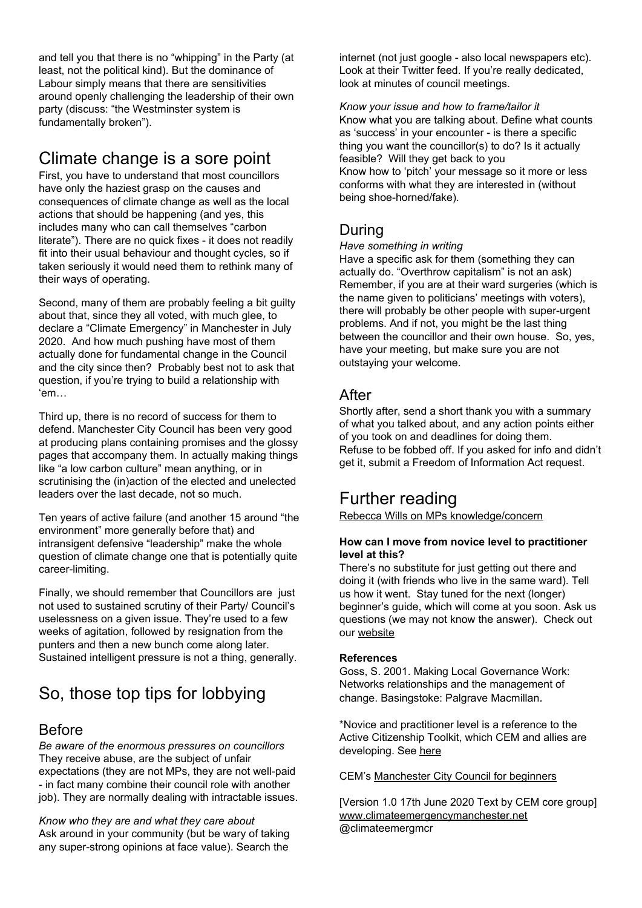and tell you that there is no "whipping" in the Party (at least, not the political kind). But the dominance of Labour simply means that there are sensitivities around openly challenging the leadership of their own party (discuss: "the Westminster system is fundamentally broken").

## Climate change is a sore point

First, you have to understand that most councillors have only the haziest grasp on the causes and consequences of climate change as well as the local actions that should be happening (and yes, this includes many who can call themselves "carbon literate"). There are no quick fixes - it does not readily fit into their usual behaviour and thought cycles, so if taken seriously it would need them to rethink many of their ways of operating.

Second, many of them are probably feeling a bit guilty about that, since they all voted, with much glee, to declare a "Climate Emergency" in Manchester in July 2020. And how much pushing have most of them actually done for fundamental change in the Council and the city since then? Probably best not to ask that question, if you're trying to build a relationship with 'em…

Third up, there is no record of success for them to defend. Manchester City Council has been very good at producing plans containing promises and the glossy pages that accompany them. In actually making things like "a low carbon culture" mean anything, or in scrutinising the (in)action of the elected and unelected leaders over the last decade, not so much.

Ten years of active failure (and another 15 around "the environment" more generally before that) and intransigent defensive "leadership" make the whole question of climate change one that is potentially quite career-limiting.

Finally, we should remember that Councillors are just not used to sustained scrutiny of their Party/ Council's uselessness on a given issue. They're used to a few weeks of agitation, followed by resignation from the punters and then a new bunch come along later. Sustained intelligent pressure is not a thing, generally.

## So, those top tips for lobbying

### Before

*Be aware of the enormous pressures on councillors*
They receive abuse, are the subject of unfair expectations (they are not MPs, they are not well-paid - in fact many combine their council role with another job). They are normally dealing with intractable issues.

*Know who they are and what they care about*
Ask around in your community (but be wary of taking any super-strong opinions at face value). Search the internet (not just google - also local newspapers etc). Look at their Twitter feed. If you're really dedicated, look at minutes of council meetings.

*Know your issue and how to frame/tailor it*
Know what you are talking about. Define what counts as 'success' in your encounter - is there a specific thing you want the councillor(s) to do? Is it actually feasible? Will they get back to you
Know how to 'pitch' your message so it more or less conforms with what they are interested in (without being shoe-horned/fake).

### During

*Have something in writing*
Have a specific ask for them (something they can actually do. "Overthrow capitalism" is not an ask)
Remember, if you are at their ward surgeries (which is the name given to politicians' meetings with voters), there will probably be other people with super-urgent problems. And if not, you might be the last thing between the councillor and their own house. So, yes, have your meeting, but make sure you are not outstaying your welcome.

### After

Shortly after, send a short thank you with a summary of what you talked about, and any action points either of you took on and deadlines for doing them.
Refuse to be fobbed off. If you asked for info and didn't get it, submit a Freedom of Information Act request.

## Further reading

Rebecca Wills on MPs knowledge/concern

**How can I move from novice level to practitioner level at this?**

There's no substitute for just getting out there and doing it (with friends who live in the same ward). Tell us how it went. Stay tuned for the next (longer) beginner's guide, which will come at you soon. Ask us questions (we may not know the answer). Check out our website

**References**

Goss, S. 2001. Making Local Governance Work: Networks relationships and the management of change. Basingstoke: Palgrave Macmillan.

*Novice and practitioner level is a reference to the Active Citizenship Toolkit, which CEM and allies are developing. See here

CEM's Manchester City Council for beginners

[Version 1.0 17th June 2020 Text by CEM core group]
www.climateemergencymanchester.net
@climateemergmcr